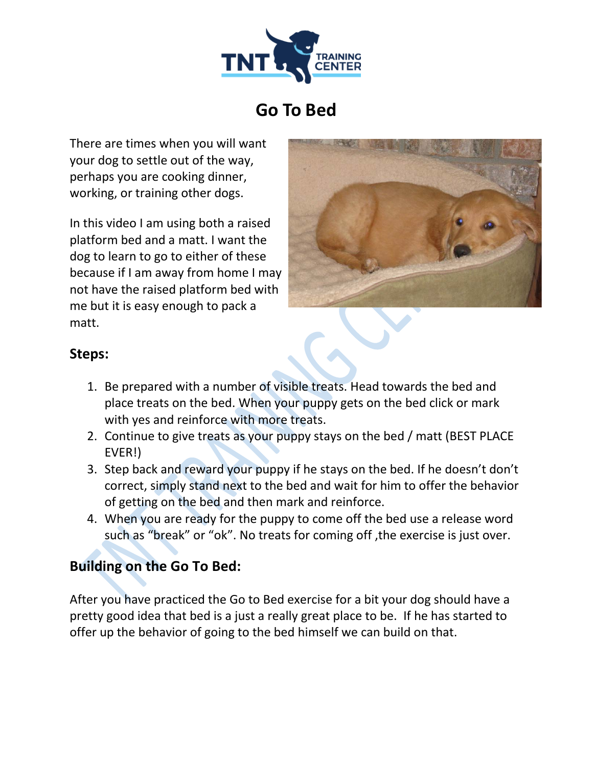# Go To Bed

There are times when you will want your dog to settle out of the way, perhaps you are cooking dinner, working, or training other dogs.

In this video I am using both a raised platform bed and a matt. I want the dog to learn to go to either of these because if I am away from home I may not have the raised platform bed with me but it is easy enough to pack a matt.

## Steps:

1. Be prepared with a number of visible treats. Head towards the bed and place treats on the bed. When your puppy gets on the bed click or mark with yes and reinforce with more treats.
2. Continue to give treats as your puppy stays on the bed / matt (BEST PLACE EVER!)
3. Step back and reward your puppy if he stays on the bed. If he doesn't don't correct, simply stand next to the bed and wait for him to offer the behavior of getting on the bed and then mark and reinforce.
4. When you are ready for the puppy to come off the bed use a release word such as "break" or "ok". No treats for coming off ,the exercise is just over.

## Building on the Go To Bed:

After you have practiced the Go to Bed exercise for a bit your dog should have a pretty good idea that bed is a just a really great place to be. If he has started to offer up the behavior of going to the bed himself we can build on that.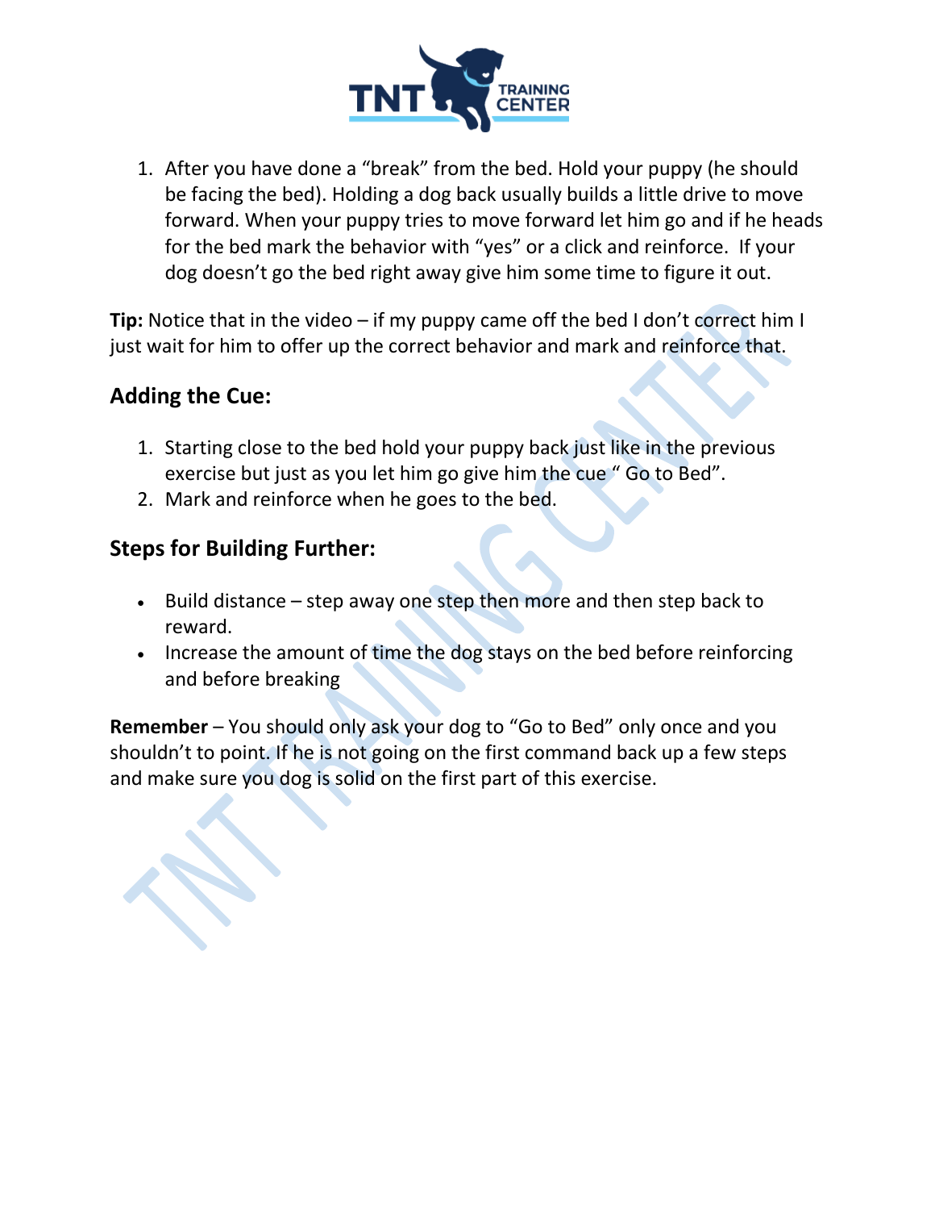1. After you have done a "break" from the bed. Hold your puppy (he should be facing the bed). Holding a dog back usually builds a little drive to move forward. When your puppy tries to move forward let him go and if he heads for the bed mark the behavior with "yes" or a click and reinforce. If your dog doesn't go the bed right away give him some time to figure it out.

**Tip:** Notice that in the video – if my puppy came off the bed I don't correct him I just wait for him to offer up the correct behavior and mark and reinforce that.

## Adding the Cue:

1. Starting close to the bed hold your puppy back just like in the previous exercise but just as you let him go give him the cue " Go to Bed".
2. Mark and reinforce when he goes to the bed.

## Steps for Building Further:

- Build distance – step away one step then more and then step back to reward.
- Increase the amount of time the dog stays on the bed before reinforcing and before breaking

**Remember** – You should only ask your dog to "Go to Bed" only once and you shouldn't to point. If he is not going on the first command back up a few steps and make sure you dog is solid on the first part of this exercise.